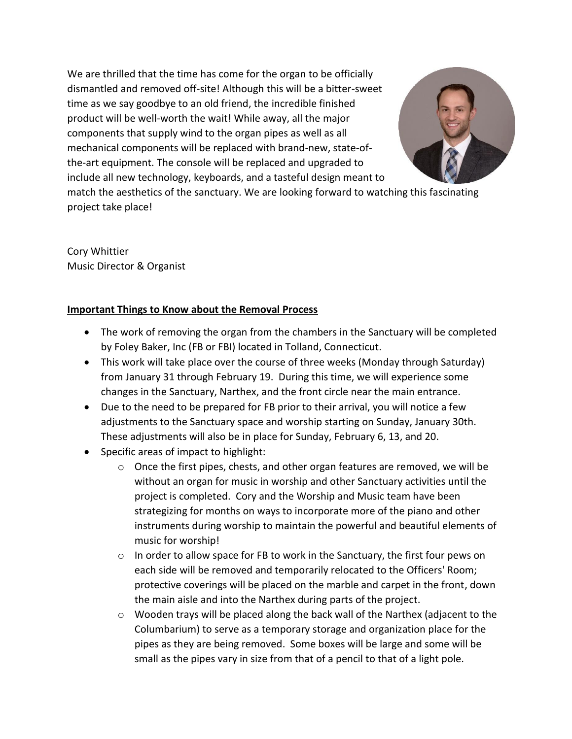We are thrilled that the time has come for the organ to be officially dismantled and removed off-site! Although this will be a bitter-sweet time as we say goodbye to an old friend, the incredible finished product will be well-worth the wait! While away, all the major components that supply wind to the organ pipes as well as all mechanical components will be replaced with brand-new, state-of-the-art equipment. The console will be replaced and upgraded to include all new technology, keyboards, and a tasteful design meant to match the aesthetics of the sanctuary. We are looking forward to watching this fascinating project take place!

Cory Whittier  
Music Director & Organist

**Important Things to Know about the Removal Process**

- The work of removing the organ from the chambers in the Sanctuary will be completed by Foley Baker, Inc (FB or FBI) located in Tolland, Connecticut.
- This work will take place over the course of three weeks (Monday through Saturday) from January 31 through February 19. During this time, we will experience some changes in the Sanctuary, Narthex, and the front circle near the main entrance.
- Due to the need to be prepared for FB prior to their arrival, you will notice a few adjustments to the Sanctuary space and worship starting on Sunday, January 30th. These adjustments will also be in place for Sunday, February 6, 13, and 20.
- Specific areas of impact to highlight:
    - Once the first pipes, chests, and other organ features are removed, we will be without an organ for music in worship and other Sanctuary activities until the project is completed. Cory and the Worship and Music team have been strategizing for months on ways to incorporate more of the piano and other instruments during worship to maintain the powerful and beautiful elements of music for worship!
    - In order to allow space for FB to work in the Sanctuary, the first four pews on each side will be removed and temporarily relocated to the Officers' Room; protective coverings will be placed on the marble and carpet in the front, down the main aisle and into the Narthex during parts of the project.
    - Wooden trays will be placed along the back wall of the Narthex (adjacent to the Columbarium) to serve as a temporary storage and organization place for the pipes as they are being removed. Some boxes will be large and some will be small as the pipes vary in size from that of a pencil to that of a light pole.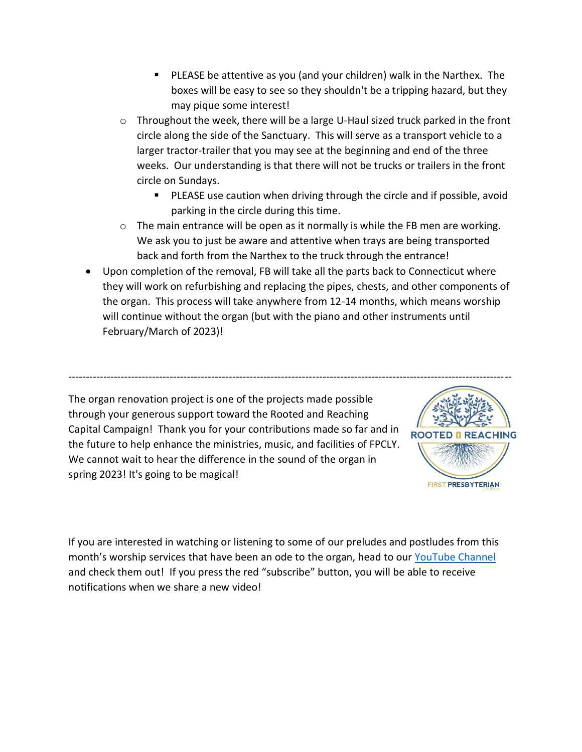- PLEASE be attentive as you (and your children) walk in the Narthex. The boxes will be easy to see so they shouldn't be a tripping hazard, but they may pique some interest!
    - Throughout the week, there will be a large U-Haul sized truck parked in the front circle along the side of the Sanctuary. This will serve as a transport vehicle to a larger tractor-trailer that you may see at the beginning and end of the three weeks. Our understanding is that there will not be trucks or trailers in the front circle on Sundays.
        - PLEASE use caution when driving through the circle and if possible, avoid parking in the circle during this time.
    - The main entrance will be open as it normally is while the FB men are working. We ask you to just be aware and attentive when trays are being transported back and forth from the Narthex to the truck through the entrance!
- Upon completion of the removal, FB will take all the parts back to Connecticut where they will work on refurbishing and replacing the pipes, chests, and other components of the organ. This process will take anywhere from 12-14 months, which means worship will continue without the organ (but with the piano and other instruments until February/March of 2023)!

---

The organ renovation project is one of the projects made possible through your generous support toward the Rooted and Reaching Capital Campaign! Thank you for your contributions made so far and in the future to help enhance the ministries, music, and facilities of FPCLY. We cannot wait to hear the difference in the sound of the organ in spring 2023! It's going to be magical!

ROOTED REACHING

FIRST PRESBYTERIAN

If you are interested in watching or listening to some of our preludes and postludes from this month's worship services that have been an ode to the organ, head to our YouTube Channel and check them out! If you press the red "subscribe" button, you will be able to receive notifications when we share a new video!